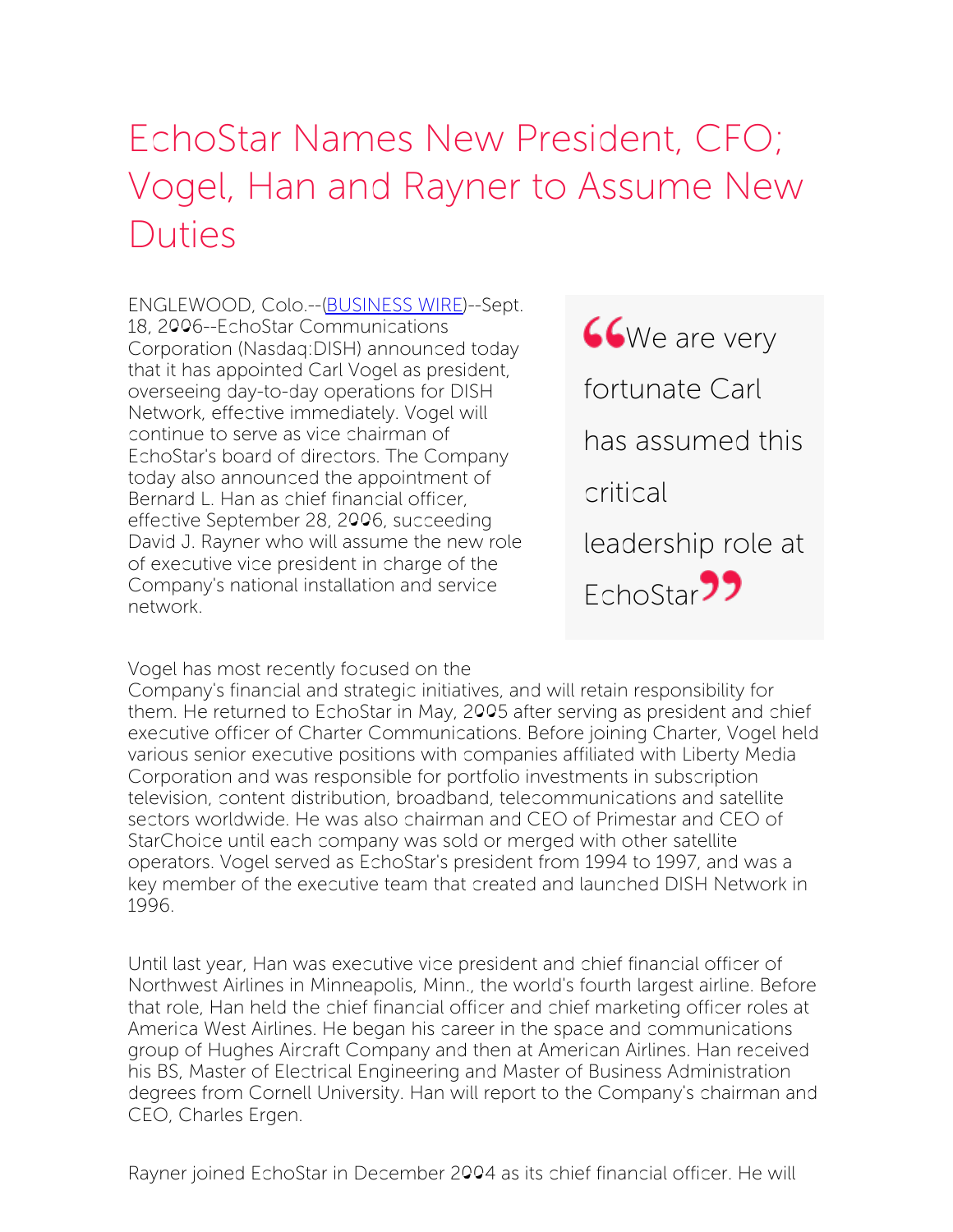# EchoStar Names New President, CFO; Vogel, Han and Rayner to Assume New Duties

ENGLEWOOD, Colo.--([BUSINESS WIRE](#))--Sept. 18, 2006--EchoStar Communications Corporation (Nasdaq:DISH) announced today that it has appointed Carl Vogel as president, overseeing day-to-day operations for DISH Network, effective immediately. Vogel will continue to serve as vice chairman of EchoStar's board of directors. The Company today also announced the appointment of Bernard L. Han as chief financial officer, effective September 28, 2006, succeeding David J. Rayner who will assume the new role of executive vice president in charge of the Company's national installation and service network.

> "We are very fortunate Carl has assumed this critical leadership role at EchoStar"

Vogel has most recently focused on the Company's financial and strategic initiatives, and will retain responsibility for them. He returned to EchoStar in May, 2005 after serving as president and chief executive officer of Charter Communications. Before joining Charter, Vogel held various senior executive positions with companies affiliated with Liberty Media Corporation and was responsible for portfolio investments in subscription television, content distribution, broadband, telecommunications and satellite sectors worldwide. He was also chairman and CEO of Primestar and CEO of StarChoice until each company was sold or merged with other satellite operators. Vogel served as EchoStar's president from 1994 to 1997, and was a key member of the executive team that created and launched DISH Network in 1996.

Until last year, Han was executive vice president and chief financial officer of Northwest Airlines in Minneapolis, Minn., the world's fourth largest airline. Before that role, Han held the chief financial officer and chief marketing officer roles at America West Airlines. He began his career in the space and communications group of Hughes Aircraft Company and then at American Airlines. Han received his BS, Master of Electrical Engineering and Master of Business Administration degrees from Cornell University. Han will report to the Company's chairman and CEO, Charles Ergen.

Rayner joined EchoStar in December 2004 as its chief financial officer. He will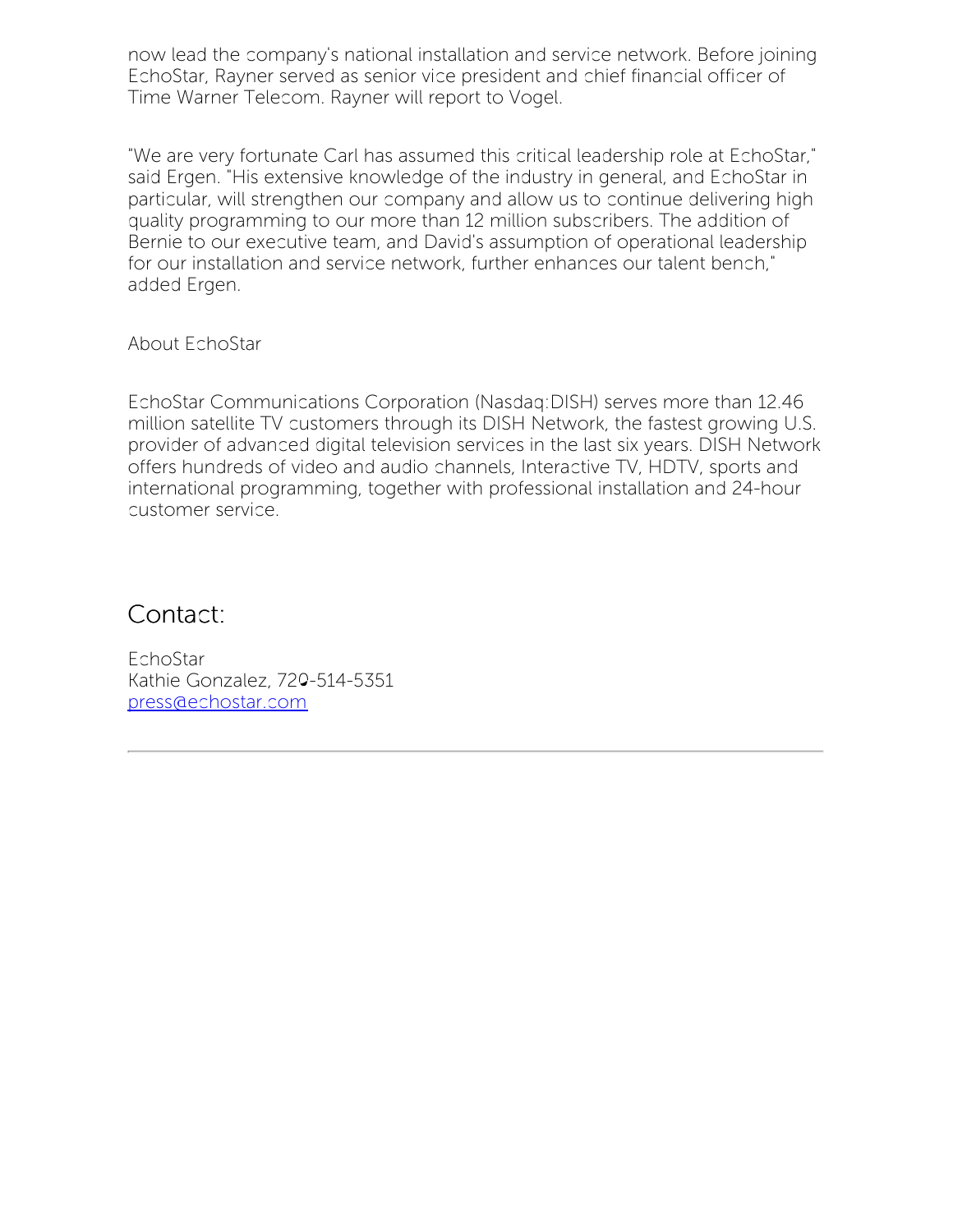now lead the company's national installation and service network. Before joining EchoStar, Rayner served as senior vice president and chief financial officer of Time Warner Telecom. Rayner will report to Vogel.

"We are very fortunate Carl has assumed this critical leadership role at EchoStar," said Ergen. "His extensive knowledge of the industry in general, and EchoStar in particular, will strengthen our company and allow us to continue delivering high quality programming to our more than 12 million subscribers. The addition of Bernie to our executive team, and David's assumption of operational leadership for our installation and service network, further enhances our talent bench," added Ergen.

About EchoStar

EchoStar Communications Corporation (Nasdaq:DISH) serves more than 12.46 million satellite TV customers through its DISH Network, the fastest growing U.S. provider of advanced digital television services in the last six years. DISH Network offers hundreds of video and audio channels, Interactive TV, HDTV, sports and international programming, together with professional installation and 24-hour customer service.

## Contact:

EchoStar
Kathie Gonzalez, 720-514-5351
press@echostar.com

---